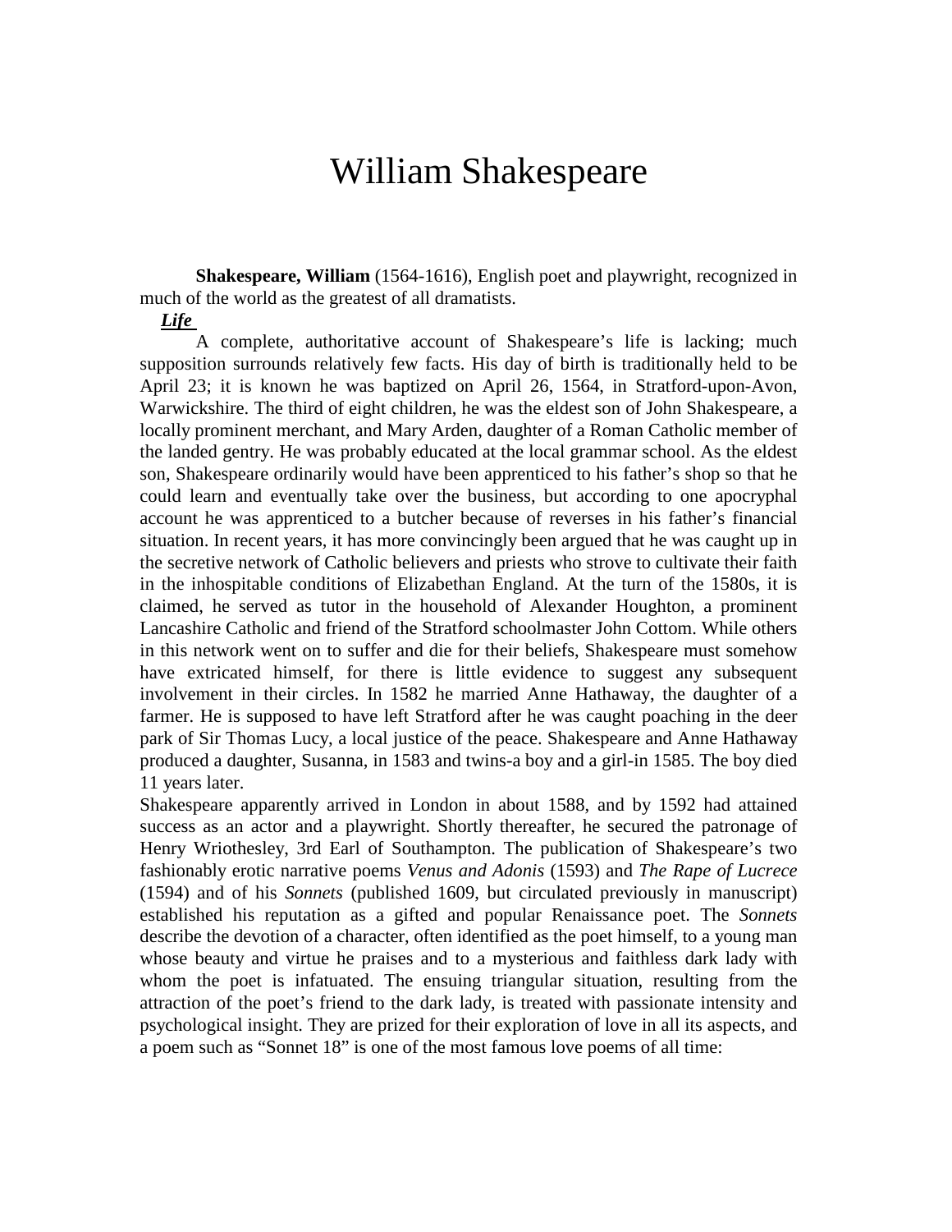# William Shakespeare

**Shakespeare, William** (1564-1616), English poet and playwright, recognized in much of the world as the greatest of all dramatists.

***Life***

A complete, authoritative account of Shakespeare's life is lacking; much supposition surrounds relatively few facts. His day of birth is traditionally held to be April 23; it is known he was baptized on April 26, 1564, in Stratford-upon-Avon, Warwickshire. The third of eight children, he was the eldest son of John Shakespeare, a locally prominent merchant, and Mary Arden, daughter of a Roman Catholic member of the landed gentry. He was probably educated at the local grammar school. As the eldest son, Shakespeare ordinarily would have been apprenticed to his father's shop so that he could learn and eventually take over the business, but according to one apocryphal account he was apprenticed to a butcher because of reverses in his father's financial situation. In recent years, it has more convincingly been argued that he was caught up in the secretive network of Catholic believers and priests who strove to cultivate their faith in the inhospitable conditions of Elizabethan England. At the turn of the 1580s, it is claimed, he served as tutor in the household of Alexander Houghton, a prominent Lancashire Catholic and friend of the Stratford schoolmaster John Cottom. While others in this network went on to suffer and die for their beliefs, Shakespeare must somehow have extricated himself, for there is little evidence to suggest any subsequent involvement in their circles. In 1582 he married Anne Hathaway, the daughter of a farmer. He is supposed to have left Stratford after he was caught poaching in the deer park of Sir Thomas Lucy, a local justice of the peace. Shakespeare and Anne Hathaway produced a daughter, Susanna, in 1583 and twins-a boy and a girl-in 1585. The boy died 11 years later.

Shakespeare apparently arrived in London in about 1588, and by 1592 had attained success as an actor and a playwright. Shortly thereafter, he secured the patronage of Henry Wriothesley, 3rd Earl of Southampton. The publication of Shakespeare's two fashionably erotic narrative poems *Venus and Adonis* (1593) and *The Rape of Lucrece* (1594) and of his *Sonnets* (published 1609, but circulated previously in manuscript) established his reputation as a gifted and popular Renaissance poet. The *Sonnets* describe the devotion of a character, often identified as the poet himself, to a young man whose beauty and virtue he praises and to a mysterious and faithless dark lady with whom the poet is infatuated. The ensuing triangular situation, resulting from the attraction of the poet's friend to the dark lady, is treated with passionate intensity and psychological insight. They are prized for their exploration of love in all its aspects, and a poem such as "Sonnet 18" is one of the most famous love poems of all time: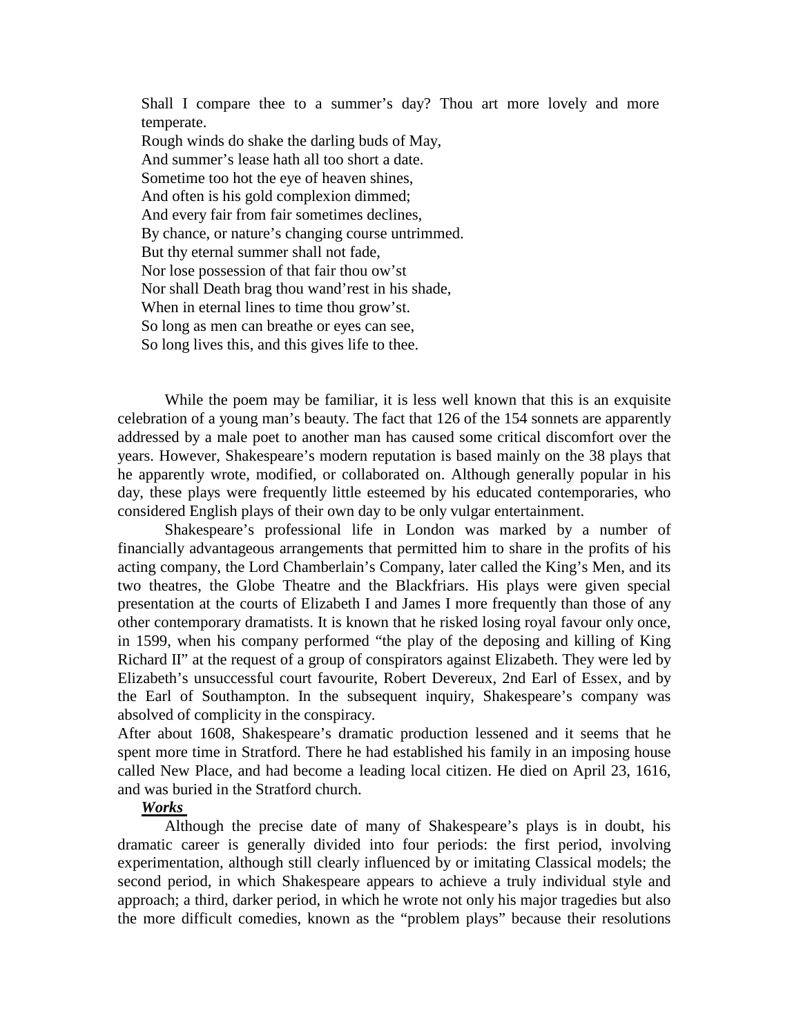Shall I compare thee to a summer's day? Thou art more lovely and more temperate.  
Rough winds do shake the darling buds of May,  
And summer's lease hath all too short a date.  
Sometime too hot the eye of heaven shines,  
And often is his gold complexion dimmed;  
And every fair from fair sometimes declines,  
By chance, or nature's changing course untrimmed.  
But thy eternal summer shall not fade,  
Nor lose possession of that fair thou ow'st  
Nor shall Death brag thou wand'rest in his shade,  
When in eternal lines to time thou grow'st.  
So long as men can breathe or eyes can see,  
So long lives this, and this gives life to thee.

While the poem may be familiar, it is less well known that this is an exquisite celebration of a young man's beauty. The fact that 126 of the 154 sonnets are apparently addressed by a male poet to another man has caused some critical discomfort over the years. However, Shakespeare's modern reputation is based mainly on the 38 plays that he apparently wrote, modified, or collaborated on. Although generally popular in his day, these plays were frequently little esteemed by his educated contemporaries, who considered English plays of their own day to be only vulgar entertainment.

Shakespeare's professional life in London was marked by a number of financially advantageous arrangements that permitted him to share in the profits of his acting company, the Lord Chamberlain's Company, later called the King's Men, and its two theatres, the Globe Theatre and the Blackfriars. His plays were given special presentation at the courts of Elizabeth I and James I more frequently than those of any other contemporary dramatists. It is known that he risked losing royal favour only once, in 1599, when his company performed "the play of the deposing and killing of King Richard II" at the request of a group of conspirators against Elizabeth. They were led by Elizabeth's unsuccessful court favourite, Robert Devereux, 2nd Earl of Essex, and by the Earl of Southampton. In the subsequent inquiry, Shakespeare's company was absolved of complicity in the conspiracy.

After about 1608, Shakespeare's dramatic production lessened and it seems that he spent more time in Stratford. There he had established his family in an imposing house called New Place, and had become a leading local citizen. He died on April 23, 1616, and was buried in the Stratford church.

***Works***

Although the precise date of many of Shakespeare's plays is in doubt, his dramatic career is generally divided into four periods: the first period, involving experimentation, although still clearly influenced by or imitating Classical models; the second period, in which Shakespeare appears to achieve a truly individual style and approach; a third, darker period, in which he wrote not only his major tragedies but also the more difficult comedies, known as the "problem plays" because their resolutions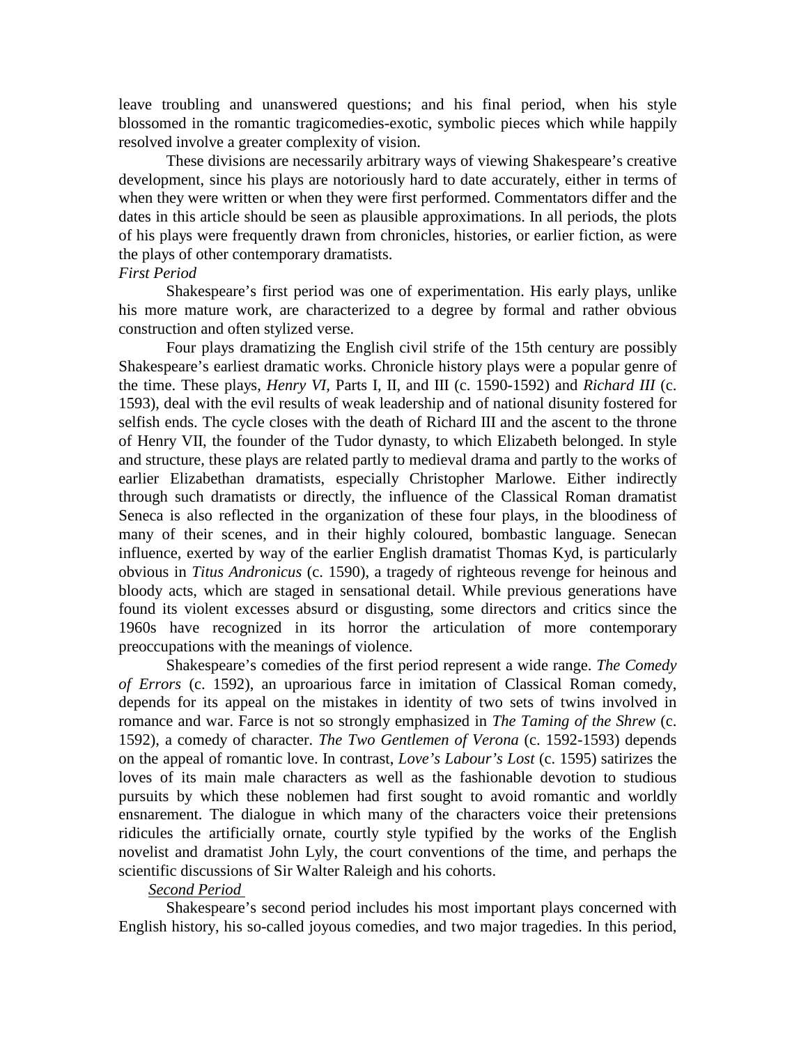leave troubling and unanswered questions; and his final period, when his style blossomed in the romantic tragicomedies-exotic, symbolic pieces which while happily resolved involve a greater complexity of vision.

These divisions are necessarily arbitrary ways of viewing Shakespeare's creative development, since his plays are notoriously hard to date accurately, either in terms of when they were written or when they were first performed. Commentators differ and the dates in this article should be seen as plausible approximations. In all periods, the plots of his plays were frequently drawn from chronicles, histories, or earlier fiction, as were the plays of other contemporary dramatists.

*First Period*

Shakespeare's first period was one of experimentation. His early plays, unlike his more mature work, are characterized to a degree by formal and rather obvious construction and often stylized verse.

Four plays dramatizing the English civil strife of the 15th century are possibly Shakespeare's earliest dramatic works. Chronicle history plays were a popular genre of the time. These plays, *Henry VI,* Parts I, II, and III (c. 1590-1592) and *Richard III* (c. 1593), deal with the evil results of weak leadership and of national disunity fostered for selfish ends. The cycle closes with the death of Richard III and the ascent to the throne of Henry VII, the founder of the Tudor dynasty, to which Elizabeth belonged. In style and structure, these plays are related partly to medieval drama and partly to the works of earlier Elizabethan dramatists, especially Christopher Marlowe. Either indirectly through such dramatists or directly, the influence of the Classical Roman dramatist Seneca is also reflected in the organization of these four plays, in the bloodiness of many of their scenes, and in their highly coloured, bombastic language. Senecan influence, exerted by way of the earlier English dramatist Thomas Kyd, is particularly obvious in *Titus Andronicus* (c. 1590), a tragedy of righteous revenge for heinous and bloody acts, which are staged in sensational detail. While previous generations have found its violent excesses absurd or disgusting, some directors and critics since the 1960s have recognized in its horror the articulation of more contemporary preoccupations with the meanings of violence.

Shakespeare's comedies of the first period represent a wide range. *The Comedy of Errors* (c. 1592), an uproarious farce in imitation of Classical Roman comedy, depends for its appeal on the mistakes in identity of two sets of twins involved in romance and war. Farce is not so strongly emphasized in *The Taming of the Shrew* (c. 1592), a comedy of character. *The Two Gentlemen of Verona* (c. 1592-1593) depends on the appeal of romantic love. In contrast, *Love's Labour's Lost* (c. 1595) satirizes the loves of its main male characters as well as the fashionable devotion to studious pursuits by which these noblemen had first sought to avoid romantic and worldly ensnarement. The dialogue in which many of the characters voice their pretensions ridicules the artificially ornate, courtly style typified by the works of the English novelist and dramatist John Lyly, the court conventions of the time, and perhaps the scientific discussions of Sir Walter Raleigh and his cohorts.

*Second Period*

Shakespeare's second period includes his most important plays concerned with English history, his so-called joyous comedies, and two major tragedies. In this period,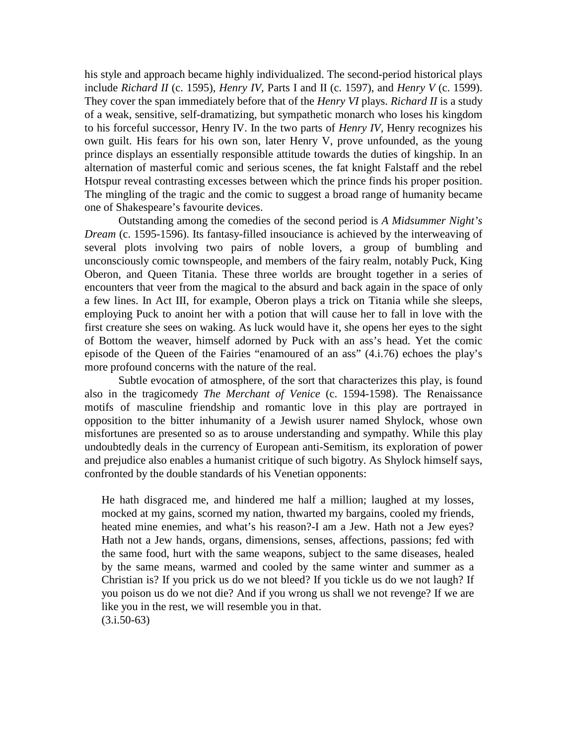his style and approach became highly individualized. The second-period historical plays include *Richard II* (c. 1595), *Henry IV*, Parts I and II (c. 1597), and *Henry V* (c. 1599). They cover the span immediately before that of the *Henry VI* plays. *Richard II* is a study of a weak, sensitive, self-dramatizing, but sympathetic monarch who loses his kingdom to his forceful successor, Henry IV. In the two parts of *Henry IV*, Henry recognizes his own guilt. His fears for his own son, later Henry V, prove unfounded, as the young prince displays an essentially responsible attitude towards the duties of kingship. In an alternation of masterful comic and serious scenes, the fat knight Falstaff and the rebel Hotspur reveal contrasting excesses between which the prince finds his proper position. The mingling of the tragic and the comic to suggest a broad range of humanity became one of Shakespeare's favourite devices.

Outstanding among the comedies of the second period is *A Midsummer Night's Dream* (c. 1595-1596). Its fantasy-filled insouciance is achieved by the interweaving of several plots involving two pairs of noble lovers, a group of bumbling and unconsciously comic townspeople, and members of the fairy realm, notably Puck, King Oberon, and Queen Titania. These three worlds are brought together in a series of encounters that veer from the magical to the absurd and back again in the space of only a few lines. In Act III, for example, Oberon plays a trick on Titania while she sleeps, employing Puck to anoint her with a potion that will cause her to fall in love with the first creature she sees on waking. As luck would have it, she opens her eyes to the sight of Bottom the weaver, himself adorned by Puck with an ass's head. Yet the comic episode of the Queen of the Fairies "enamoured of an ass" (4.i.76) echoes the play's more profound concerns with the nature of the real.

Subtle evocation of atmosphere, of the sort that characterizes this play, is found also in the tragicomedy *The Merchant of Venice* (c. 1594-1598). The Renaissance motifs of masculine friendship and romantic love in this play are portrayed in opposition to the bitter inhumanity of a Jewish usurer named Shylock, whose own misfortunes are presented so as to arouse understanding and sympathy. While this play undoubtedly deals in the currency of European anti-Semitism, its exploration of power and prejudice also enables a humanist critique of such bigotry. As Shylock himself says, confronted by the double standards of his Venetian opponents:

> He hath disgraced me, and hindered me half a million; laughed at my losses, mocked at my gains, scorned my nation, thwarted my bargains, cooled my friends, heated mine enemies, and what's his reason?-I am a Jew. Hath not a Jew eyes? Hath not a Jew hands, organs, dimensions, senses, affections, passions; fed with the same food, hurt with the same weapons, subject to the same diseases, healed by the same means, warmed and cooled by the same winter and summer as a Christian is? If you prick us do we not bleed? If you tickle us do we not laugh? If you poison us do we not die? And if you wrong us shall we not revenge? If we are like you in the rest, we will resemble you in that.
> (3.i.50-63)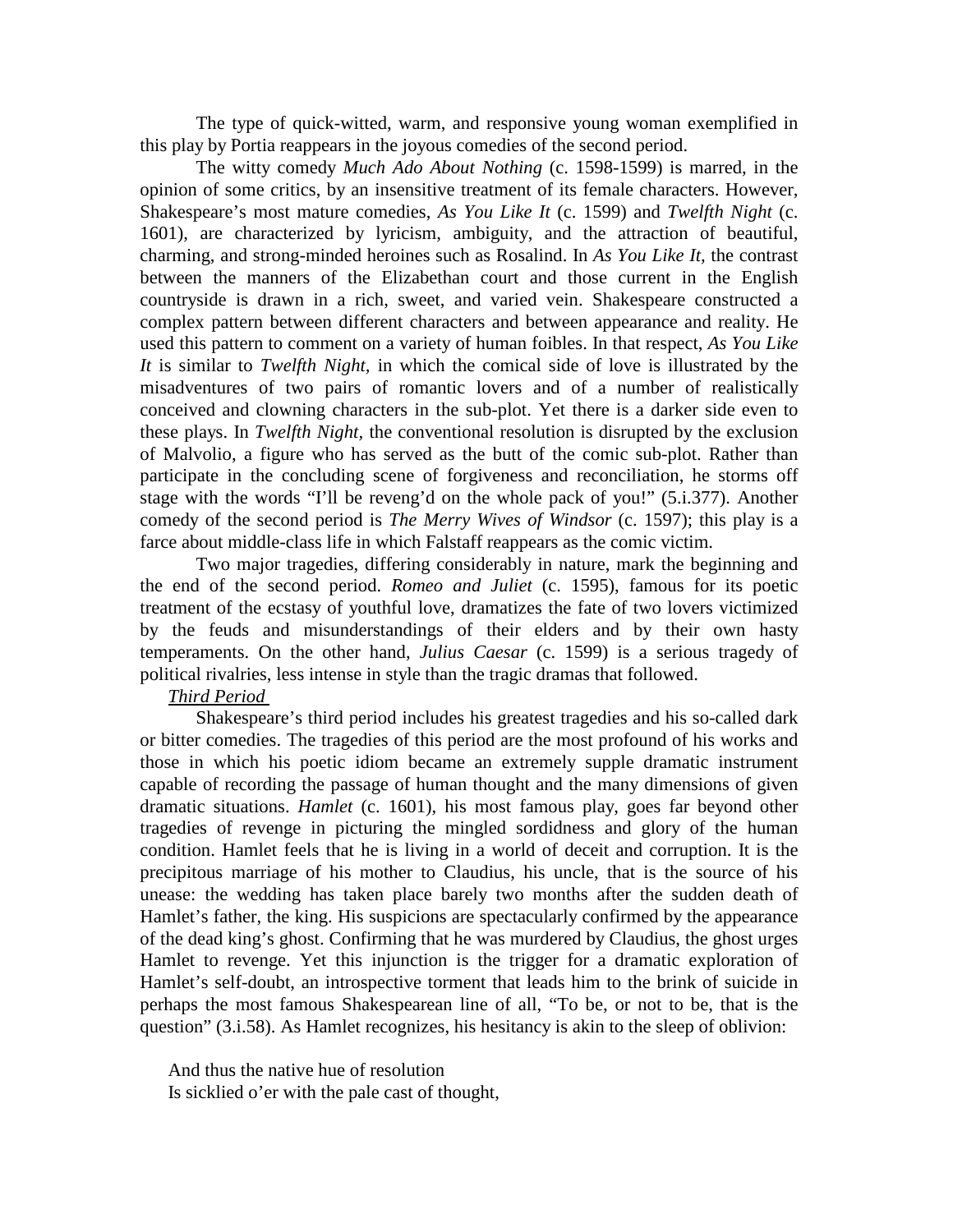The type of quick-witted, warm, and responsive young woman exemplified in this play by Portia reappears in the joyous comedies of the second period.

The witty comedy *Much Ado About Nothing* (c. 1598-1599) is marred, in the opinion of some critics, by an insensitive treatment of its female characters. However, Shakespeare's most mature comedies, *As You Like It* (c. 1599) and *Twelfth Night* (c. 1601), are characterized by lyricism, ambiguity, and the attraction of beautiful, charming, and strong-minded heroines such as Rosalind. In *As You Like It,* the contrast between the manners of the Elizabethan court and those current in the English countryside is drawn in a rich, sweet, and varied vein. Shakespeare constructed a complex pattern between different characters and between appearance and reality. He used this pattern to comment on a variety of human foibles. In that respect, *As You Like It* is similar to *Twelfth Night,* in which the comical side of love is illustrated by the misadventures of two pairs of romantic lovers and of a number of realistically conceived and clowning characters in the sub-plot. Yet there is a darker side even to these plays. In *Twelfth Night,* the conventional resolution is disrupted by the exclusion of Malvolio, a figure who has served as the butt of the comic sub-plot. Rather than participate in the concluding scene of forgiveness and reconciliation, he storms off stage with the words "I'll be reveng'd on the whole pack of you!" (5.i.377). Another comedy of the second period is *The Merry Wives of Windsor* (c. 1597); this play is a farce about middle-class life in which Falstaff reappears as the comic victim.

Two major tragedies, differing considerably in nature, mark the beginning and the end of the second period. *Romeo and Juliet* (c. 1595), famous for its poetic treatment of the ecstasy of youthful love, dramatizes the fate of two lovers victimized by the feuds and misunderstandings of their elders and by their own hasty temperaments. On the other hand, *Julius Caesar* (c. 1599) is a serious tragedy of political rivalries, less intense in style than the tragic dramas that followed.

*Third Period*

Shakespeare's third period includes his greatest tragedies and his so-called dark or bitter comedies. The tragedies of this period are the most profound of his works and those in which his poetic idiom became an extremely supple dramatic instrument capable of recording the passage of human thought and the many dimensions of given dramatic situations. *Hamlet* (c. 1601), his most famous play, goes far beyond other tragedies of revenge in picturing the mingled sordidness and glory of the human condition. Hamlet feels that he is living in a world of deceit and corruption. It is the precipitous marriage of his mother to Claudius, his uncle, that is the source of his unease: the wedding has taken place barely two months after the sudden death of Hamlet's father, the king. His suspicions are spectacularly confirmed by the appearance of the dead king's ghost. Confirming that he was murdered by Claudius, the ghost urges Hamlet to revenge. Yet this injunction is the trigger for a dramatic exploration of Hamlet's self-doubt, an introspective torment that leads him to the brink of suicide in perhaps the most famous Shakespearean line of all, "To be, or not to be, that is the question" (3.i.58). As Hamlet recognizes, his hesitancy is akin to the sleep of oblivion:

> And thus the native hue of resolution
> Is sicklied o'er with the pale cast of thought,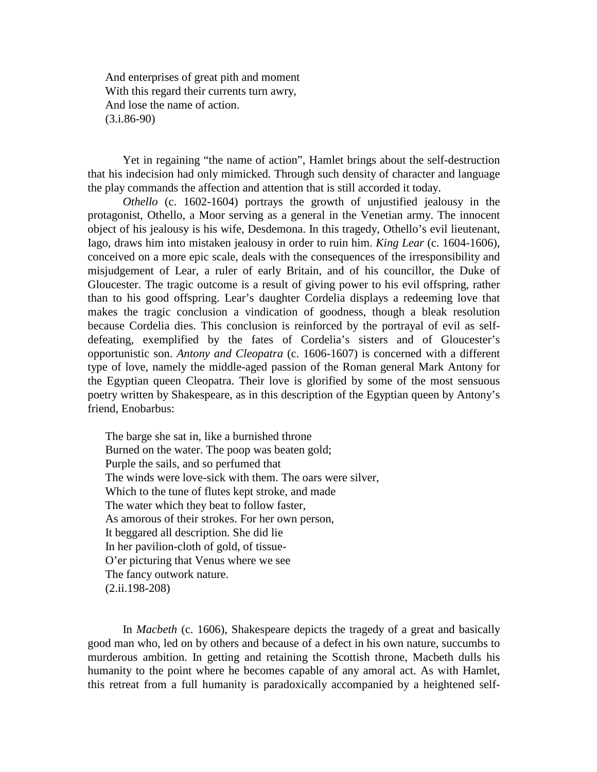And enterprises of great pith and moment
With this regard their currents turn awry,
And lose the name of action.
(3.i.86-90)

Yet in regaining "the name of action", Hamlet brings about the self-destruction that his indecision had only mimicked. Through such density of character and language the play commands the affection and attention that is still accorded it today.

*Othello* (c. 1602-1604) portrays the growth of unjustified jealousy in the protagonist, Othello, a Moor serving as a general in the Venetian army. The innocent object of his jealousy is his wife, Desdemona. In this tragedy, Othello's evil lieutenant, Iago, draws him into mistaken jealousy in order to ruin him. *King Lear* (c. 1604-1606), conceived on a more epic scale, deals with the consequences of the irresponsibility and misjudgement of Lear, a ruler of early Britain, and of his councillor, the Duke of Gloucester. The tragic outcome is a result of giving power to his evil offspring, rather than to his good offspring. Lear's daughter Cordelia displays a redeeming love that makes the tragic conclusion a vindication of goodness, though a bleak resolution because Cordelia dies. This conclusion is reinforced by the portrayal of evil as self-defeating, exemplified by the fates of Cordelia's sisters and of Gloucester's opportunistic son. *Antony and Cleopatra* (c. 1606-1607) is concerned with a different type of love, namely the middle-aged passion of the Roman general Mark Antony for the Egyptian queen Cleopatra. Their love is glorified by some of the most sensuous poetry written by Shakespeare, as in this description of the Egyptian queen by Antony's friend, Enobarbus:

The barge she sat in, like a burnished throne
Burned on the water. The poop was beaten gold;
Purple the sails, and so perfumed that
The winds were love-sick with them. The oars were silver,
Which to the tune of flutes kept stroke, and made
The water which they beat to follow faster,
As amorous of their strokes. For her own person,
It beggared all description. She did lie
In her pavilion-cloth of gold, of tissue-
O'er picturing that Venus where we see
The fancy outwork nature.
(2.ii.198-208)

In *Macbeth* (c. 1606), Shakespeare depicts the tragedy of a great and basically good man who, led on by others and because of a defect in his own nature, succumbs to murderous ambition. In getting and retaining the Scottish throne, Macbeth dulls his humanity to the point where he becomes capable of any amoral act. As with Hamlet, this retreat from a full humanity is paradoxically accompanied by a heightened self-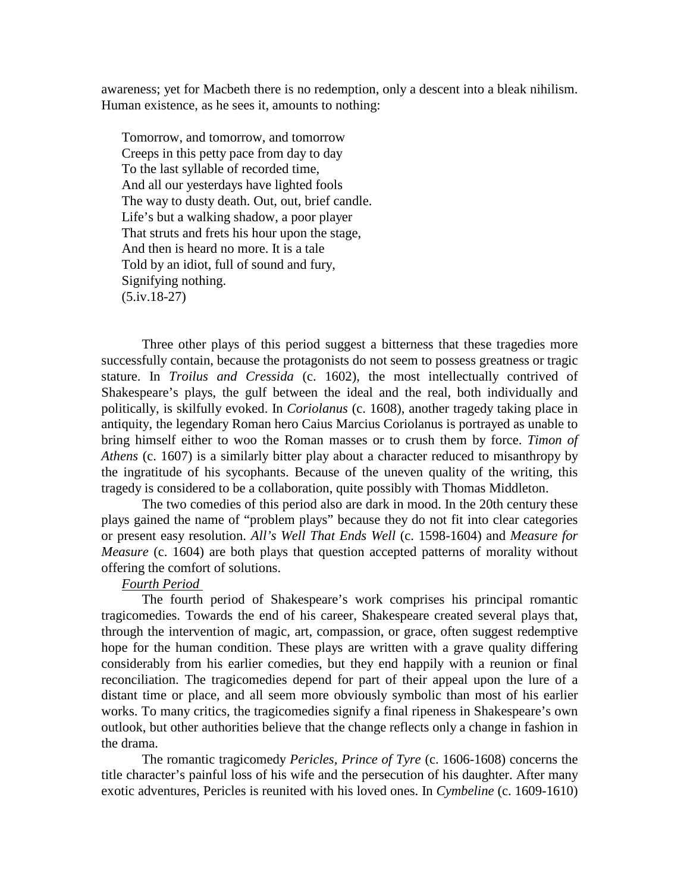awareness; yet for Macbeth there is no redemption, only a descent into a bleak nihilism. Human existence, as he sees it, amounts to nothing:

> Tomorrow, and tomorrow, and tomorrow
> Creeps in this petty pace from day to day
> To the last syllable of recorded time,
> And all our yesterdays have lighted fools
> The way to dusty death. Out, out, brief candle.
> Life's but a walking shadow, a poor player
> That struts and frets his hour upon the stage,
> And then is heard no more. It is a tale
> Told by an idiot, full of sound and fury,
> Signifying nothing.
> (5.iv.18-27)

Three other plays of this period suggest a bitterness that these tragedies more successfully contain, because the protagonists do not seem to possess greatness or tragic stature. In *Troilus and Cressida* (c. 1602), the most intellectually contrived of Shakespeare's plays, the gulf between the ideal and the real, both individually and politically, is skilfully evoked. In *Coriolanus* (c. 1608), another tragedy taking place in antiquity, the legendary Roman hero Caius Marcius Coriolanus is portrayed as unable to bring himself either to woo the Roman masses or to crush them by force. *Timon of Athens* (c. 1607) is a similarly bitter play about a character reduced to misanthropy by the ingratitude of his sycophants. Because of the uneven quality of the writing, this tragedy is considered to be a collaboration, quite possibly with Thomas Middleton.

The two comedies of this period also are dark in mood. In the 20th century these plays gained the name of "problem plays" because they do not fit into clear categories or present easy resolution. *All's Well That Ends Well* (c. 1598-1604) and *Measure for Measure* (c. 1604) are both plays that question accepted patterns of morality without offering the comfort of solutions.

*Fourth Period*

The fourth period of Shakespeare's work comprises his principal romantic tragicomedies. Towards the end of his career, Shakespeare created several plays that, through the intervention of magic, art, compassion, or grace, often suggest redemptive hope for the human condition. These plays are written with a grave quality differing considerably from his earlier comedies, but they end happily with a reunion or final reconciliation. The tragicomedies depend for part of their appeal upon the lure of a distant time or place, and all seem more obviously symbolic than most of his earlier works. To many critics, the tragicomedies signify a final ripeness in Shakespeare's own outlook, but other authorities believe that the change reflects only a change in fashion in the drama.

The romantic tragicomedy *Pericles, Prince of Tyre* (c. 1606-1608) concerns the title character's painful loss of his wife and the persecution of his daughter. After many exotic adventures, Pericles is reunited with his loved ones. In *Cymbeline* (c. 1609-1610)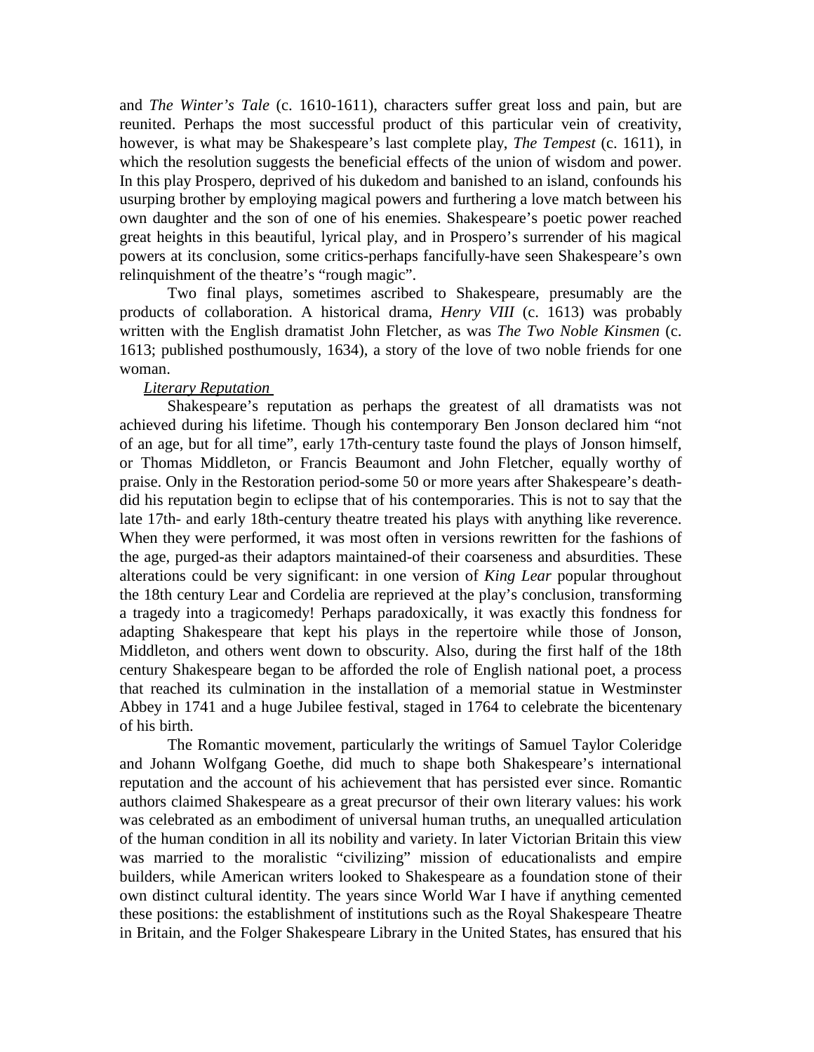and *The Winter's Tale* (c. 1610-1611), characters suffer great loss and pain, but are reunited. Perhaps the most successful product of this particular vein of creativity, however, is what may be Shakespeare's last complete play, *The Tempest* (c. 1611), in which the resolution suggests the beneficial effects of the union of wisdom and power. In this play Prospero, deprived of his dukedom and banished to an island, confounds his usurping brother by employing magical powers and furthering a love match between his own daughter and the son of one of his enemies. Shakespeare's poetic power reached great heights in this beautiful, lyrical play, and in Prospero's surrender of his magical powers at its conclusion, some critics-perhaps fancifully-have seen Shakespeare's own relinquishment of the theatre's "rough magic".

Two final plays, sometimes ascribed to Shakespeare, presumably are the products of collaboration. A historical drama, *Henry VIII* (c. 1613) was probably written with the English dramatist John Fletcher, as was *The Two Noble Kinsmen* (c. 1613; published posthumously, 1634), a story of the love of two noble friends for one woman.

*Literary Reputation*

Shakespeare's reputation as perhaps the greatest of all dramatists was not achieved during his lifetime. Though his contemporary Ben Jonson declared him "not of an age, but for all time", early 17th-century taste found the plays of Jonson himself, or Thomas Middleton, or Francis Beaumont and John Fletcher, equally worthy of praise. Only in the Restoration period-some 50 or more years after Shakespeare's death-did his reputation begin to eclipse that of his contemporaries. This is not to say that the late 17th- and early 18th-century theatre treated his plays with anything like reverence. When they were performed, it was most often in versions rewritten for the fashions of the age, purged-as their adaptors maintained-of their coarseness and absurdities. These alterations could be very significant: in one version of *King Lear* popular throughout the 18th century Lear and Cordelia are reprieved at the play's conclusion, transforming a tragedy into a tragicomedy! Perhaps paradoxically, it was exactly this fondness for adapting Shakespeare that kept his plays in the repertoire while those of Jonson, Middleton, and others went down to obscurity. Also, during the first half of the 18th century Shakespeare began to be afforded the role of English national poet, a process that reached its culmination in the installation of a memorial statue in Westminster Abbey in 1741 and a huge Jubilee festival, staged in 1764 to celebrate the bicentenary of his birth.

The Romantic movement, particularly the writings of Samuel Taylor Coleridge and Johann Wolfgang Goethe, did much to shape both Shakespeare's international reputation and the account of his achievement that has persisted ever since. Romantic authors claimed Shakespeare as a great precursor of their own literary values: his work was celebrated as an embodiment of universal human truths, an unequalled articulation of the human condition in all its nobility and variety. In later Victorian Britain this view was married to the moralistic "civilizing" mission of educationalists and empire builders, while American writers looked to Shakespeare as a foundation stone of their own distinct cultural identity. The years since World War I have if anything cemented these positions: the establishment of institutions such as the Royal Shakespeare Theatre in Britain, and the Folger Shakespeare Library in the United States, has ensured that his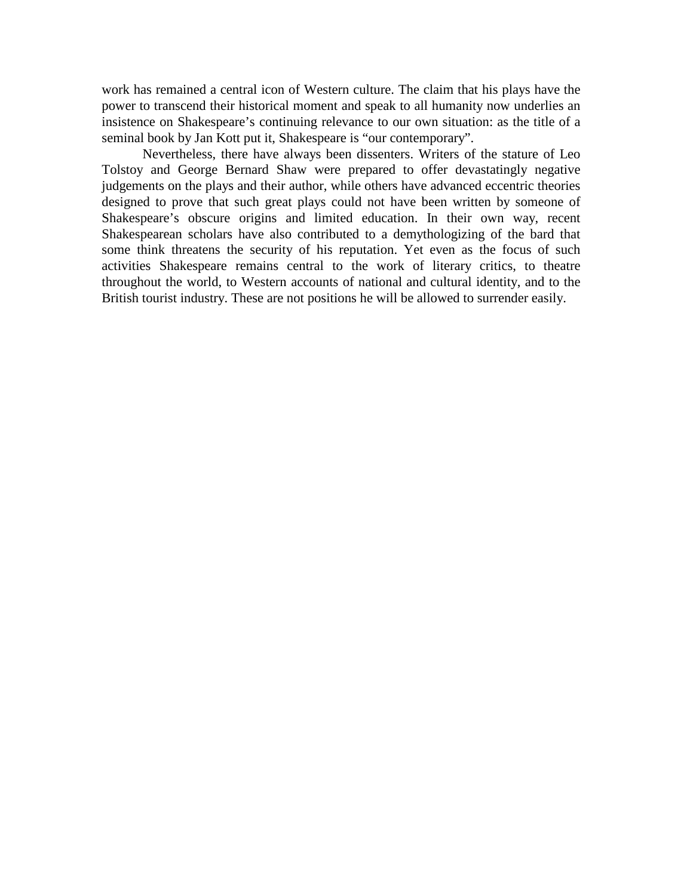work has remained a central icon of Western culture. The claim that his plays have the power to transcend their historical moment and speak to all humanity now underlies an insistence on Shakespeare's continuing relevance to our own situation: as the title of a seminal book by Jan Kott put it, Shakespeare is "our contemporary".

Nevertheless, there have always been dissenters. Writers of the stature of Leo Tolstoy and George Bernard Shaw were prepared to offer devastatingly negative judgements on the plays and their author, while others have advanced eccentric theories designed to prove that such great plays could not have been written by someone of Shakespeare's obscure origins and limited education. In their own way, recent Shakespearean scholars have also contributed to a demythologizing of the bard that some think threatens the security of his reputation. Yet even as the focus of such activities Shakespeare remains central to the work of literary critics, to theatre throughout the world, to Western accounts of national and cultural identity, and to the British tourist industry. These are not positions he will be allowed to surrender easily.